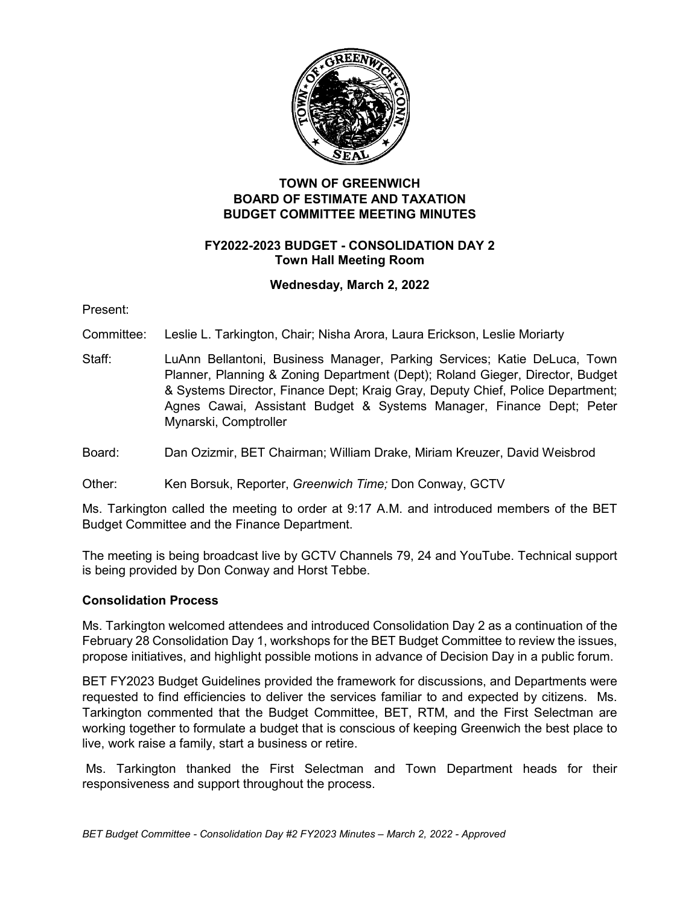# TOWN OF GREENWICH
## BOARD OF ESTIMATE AND TAXATION
## BUDGET COMMITTEE MEETING MINUTES

### FY2022-2023 BUDGET - CONSOLIDATION DAY 2
### Town Hall Meeting Room

**Wednesday, March 2, 2022**

Present:

Committee: Leslie L. Tarkington, Chair; Nisha Arora, Laura Erickson, Leslie Moriarty

Staff: LuAnn Bellantoni, Business Manager, Parking Services; Katie DeLuca, Town Planner, Planning & Zoning Department (Dept); Roland Gieger, Director, Budget & Systems Director, Finance Dept; Kraig Gray, Deputy Chief, Police Department; Agnes Cawai, Assistant Budget & Systems Manager, Finance Dept; Peter Mynarski, Comptroller

Board: Dan Ozizmir, BET Chairman; William Drake, Miriam Kreuzer, David Weisbrod

Other: Ken Borsuk, Reporter, *Greenwich Time;* Don Conway, GCTV

Ms. Tarkington called the meeting to order at 9:17 A.M. and introduced members of the BET Budget Committee and the Finance Department.

The meeting is being broadcast live by GCTV Channels 79, 24 and YouTube. Technical support is being provided by Don Conway and Horst Tebbe.

**Consolidation Process**

Ms. Tarkington welcomed attendees and introduced Consolidation Day 2 as a continuation of the February 28 Consolidation Day 1, workshops for the BET Budget Committee to review the issues, propose initiatives, and highlight possible motions in advance of Decision Day in a public forum.

BET FY2023 Budget Guidelines provided the framework for discussions, and Departments were requested to find efficiencies to deliver the services familiar to and expected by citizens. Ms. Tarkington commented that the Budget Committee, BET, RTM, and the First Selectman are working together to formulate a budget that is conscious of keeping Greenwich the best place to live, work raise a family, start a business or retire.

Ms. Tarkington thanked the First Selectman and Town Department heads for their responsiveness and support throughout the process.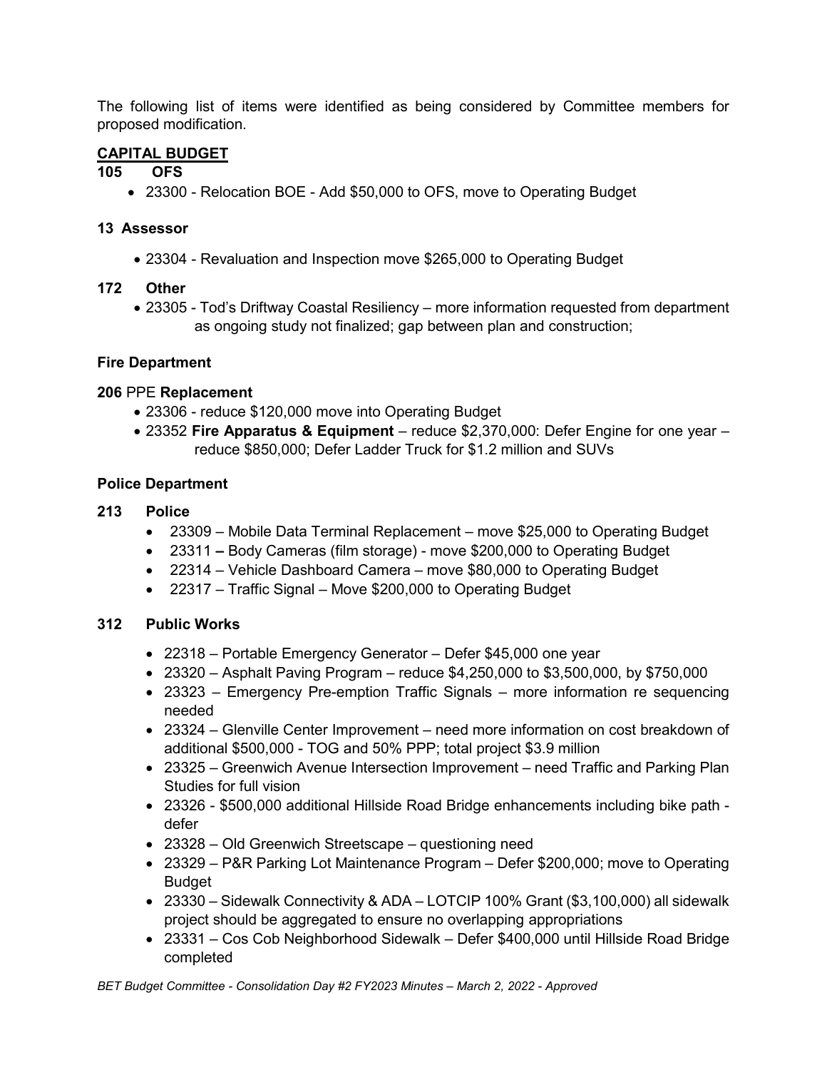The following list of items were identified as being considered by Committee members for proposed modification.

**CAPITAL BUDGET**

**105 OFS**

- 23300 - Relocation BOE - Add $50,000 to OFS, move to Operating Budget

**13 Assessor**

- 23304 - Revaluation and Inspection move $265,000 to Operating Budget

**172 Other**

- 23305 - Tod's Driftway Coastal Resiliency – more information requested from department as ongoing study not finalized; gap between plan and construction;

**Fire Department**

**206** PPE **Replacement**

- 23306 - reduce $120,000 move into Operating Budget
- 23352 **Fire Apparatus & Equipment** – reduce $2,370,000: Defer Engine for one year – reduce $850,000; Defer Ladder Truck for $1.2 million and SUVs

**Police Department**

**213 Police**

- 23309 – Mobile Data Terminal Replacement – move $25,000 to Operating Budget
- 23311 **–** Body Cameras (film storage) - move $200,000 to Operating Budget
- 22314 – Vehicle Dashboard Camera – move $80,000 to Operating Budget
- 22317 – Traffic Signal – Move $200,000 to Operating Budget

**312 Public Works**

- 22318 – Portable Emergency Generator – Defer $45,000 one year
- 23320 – Asphalt Paving Program – reduce $4,250,000 to $3,500,000, by $750,000
- 23323 – Emergency Pre-emption Traffic Signals – more information re sequencing needed
- 23324 – Glenville Center Improvement – need more information on cost breakdown of additional $500,000 - TOG and 50% PPP; total project $3.9 million
- 23325 – Greenwich Avenue Intersection Improvement – need Traffic and Parking Plan Studies for full vision
- 23326 - $500,000 additional Hillside Road Bridge enhancements including bike path - defer
- 23328 – Old Greenwich Streetscape – questioning need
- 23329 – P&R Parking Lot Maintenance Program – Defer $200,000; move to Operating Budget
- 23330 – Sidewalk Connectivity & ADA – LOTCIP 100% Grant ($3,100,000) all sidewalk project should be aggregated to ensure no overlapping appropriations
- 23331 – Cos Cob Neighborhood Sidewalk – Defer $400,000 until Hillside Road Bridge completed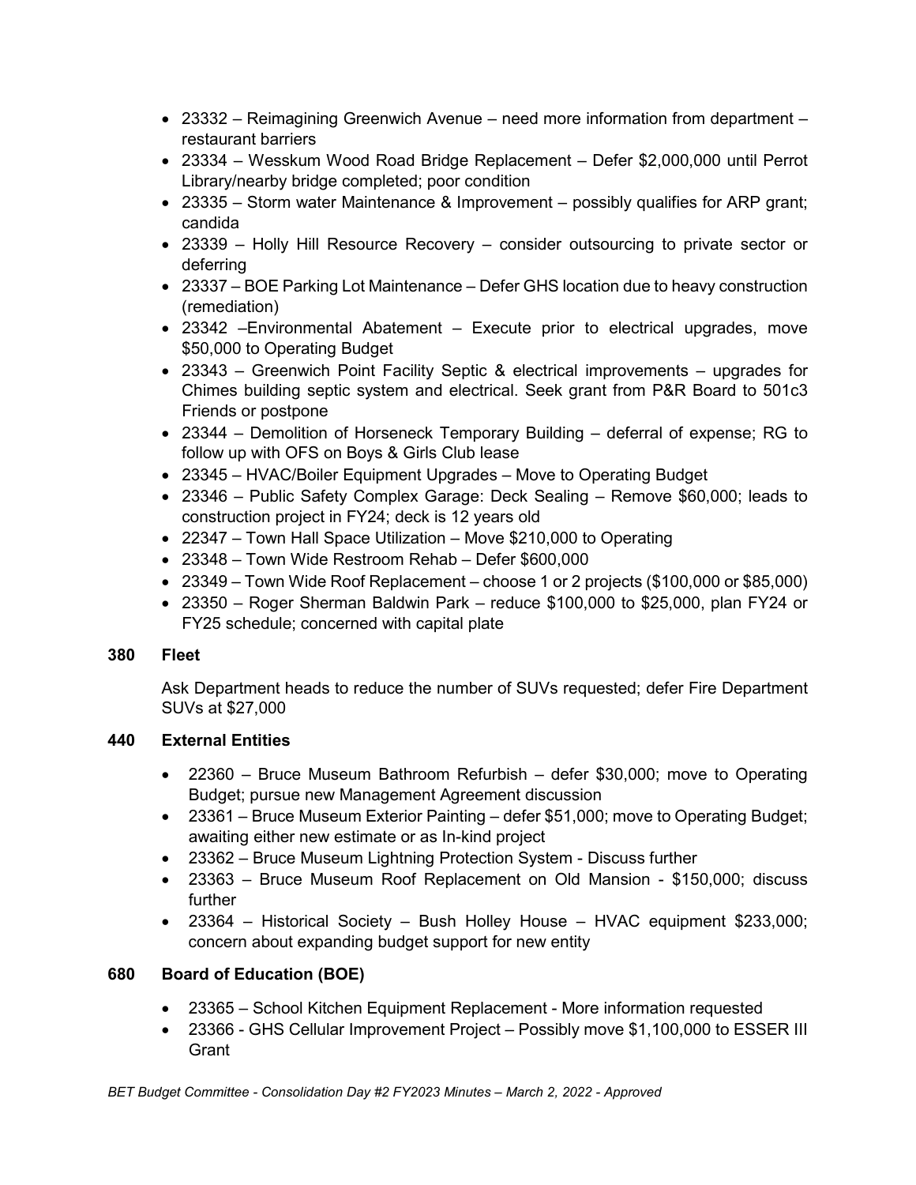- 23332 – Reimagining Greenwich Avenue – need more information from department – restaurant barriers
- 23334 – Wesskum Wood Road Bridge Replacement – Defer $2,000,000 until Perrot Library/nearby bridge completed; poor condition
- 23335 – Storm water Maintenance & Improvement – possibly qualifies for ARP grant; candida
- 23339 – Holly Hill Resource Recovery – consider outsourcing to private sector or deferring
- 23337 – BOE Parking Lot Maintenance – Defer GHS location due to heavy construction (remediation)
- 23342 –Environmental Abatement – Execute prior to electrical upgrades, move $50,000 to Operating Budget
- 23343 – Greenwich Point Facility Septic & electrical improvements – upgrades for Chimes building septic system and electrical. Seek grant from P&R Board to 501c3 Friends or postpone
- 23344 – Demolition of Horseneck Temporary Building – deferral of expense; RG to follow up with OFS on Boys & Girls Club lease
- 23345 – HVAC/Boiler Equipment Upgrades – Move to Operating Budget
- 23346 – Public Safety Complex Garage: Deck Sealing – Remove $60,000; leads to construction project in FY24; deck is 12 years old
- 22347 – Town Hall Space Utilization – Move $210,000 to Operating
- 23348 – Town Wide Restroom Rehab – Defer $600,000
- 23349 – Town Wide Roof Replacement – choose 1 or 2 projects ($100,000 or $85,000)
- 23350 – Roger Sherman Baldwin Park – reduce $100,000 to $25,000, plan FY24 or FY25 schedule; concerned with capital plate

**380 Fleet**

Ask Department heads to reduce the number of SUVs requested; defer Fire Department SUVs at $27,000

**440 External Entities**

- 22360 – Bruce Museum Bathroom Refurbish – defer $30,000; move to Operating Budget; pursue new Management Agreement discussion
- 23361 – Bruce Museum Exterior Painting – defer $51,000; move to Operating Budget; awaiting either new estimate or as In-kind project
- 23362 – Bruce Museum Lightning Protection System - Discuss further
- 23363 – Bruce Museum Roof Replacement on Old Mansion - $150,000; discuss further
- 23364 – Historical Society – Bush Holley House – HVAC equipment $233,000; concern about expanding budget support for new entity

**680 Board of Education (BOE)**

- 23365 – School Kitchen Equipment Replacement - More information requested
- 23366 - GHS Cellular Improvement Project – Possibly move $1,100,000 to ESSER III Grant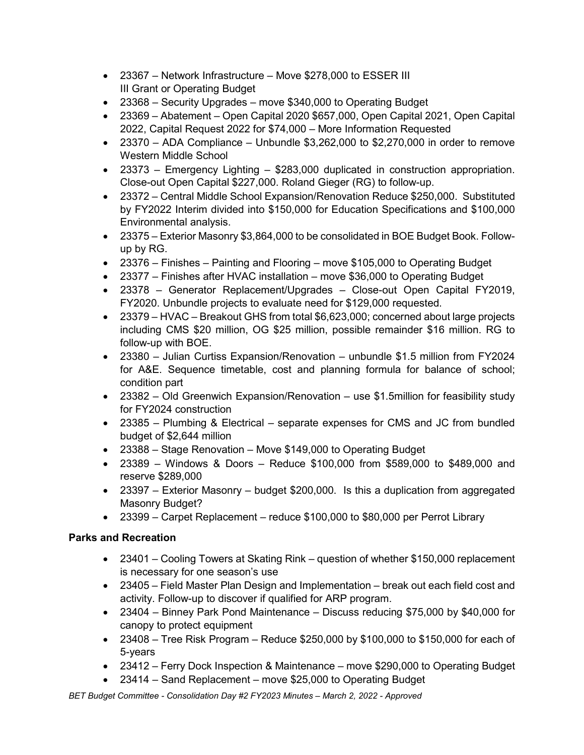- 23367 – Network Infrastructure – Move $278,000 to ESSER III III Grant or Operating Budget
- 23368 – Security Upgrades – move $340,000 to Operating Budget
- 23369 – Abatement – Open Capital 2020 $657,000, Open Capital 2021, Open Capital 2022, Capital Request 2022 for $74,000 – More Information Requested
- 23370 – ADA Compliance – Unbundle $3,262,000 to $2,270,000 in order to remove Western Middle School
- 23373 – Emergency Lighting – $283,000 duplicated in construction appropriation. Close-out Open Capital $227,000. Roland Gieger (RG) to follow-up.
- 23372 – Central Middle School Expansion/Renovation Reduce $250,000. Substituted by FY2022 Interim divided into $150,000 for Education Specifications and $100,000 Environmental analysis.
- 23375 – Exterior Masonry $3,864,000 to be consolidated in BOE Budget Book. Follow-up by RG.
- 23376 – Finishes – Painting and Flooring – move $105,000 to Operating Budget
- 23377 – Finishes after HVAC installation – move $36,000 to Operating Budget
- 23378 – Generator Replacement/Upgrades – Close-out Open Capital FY2019, FY2020. Unbundle projects to evaluate need for $129,000 requested.
- 23379 – HVAC – Breakout GHS from total $6,623,000; concerned about large projects including CMS $20 million, OG $25 million, possible remainder $16 million. RG to follow-up with BOE.
- 23380 – Julian Curtiss Expansion/Renovation – unbundle $1.5 million from FY2024 for A&E. Sequence timetable, cost and planning formula for balance of school; condition part
- 23382 – Old Greenwich Expansion/Renovation – use $1.5million for feasibility study for FY2024 construction
- 23385 – Plumbing & Electrical – separate expenses for CMS and JC from bundled budget of $2,644 million
- 23388 – Stage Renovation – Move $149,000 to Operating Budget
- 23389 – Windows & Doors – Reduce $100,000 from $589,000 to $489,000 and reserve $289,000
- 23397 – Exterior Masonry – budget $200,000. Is this a duplication from aggregated Masonry Budget?
- 23399 – Carpet Replacement – reduce $100,000 to $80,000 per Perrot Library

**Parks and Recreation**

- 23401 – Cooling Towers at Skating Rink – question of whether $150,000 replacement is necessary for one season's use
- 23405 – Field Master Plan Design and Implementation – break out each field cost and activity. Follow-up to discover if qualified for ARP program.
- 23404 – Binney Park Pond Maintenance – Discuss reducing $75,000 by $40,000 for canopy to protect equipment
- 23408 – Tree Risk Program – Reduce $250,000 by $100,000 to $150,000 for each of 5-years
- 23412 – Ferry Dock Inspection & Maintenance – move $290,000 to Operating Budget
- 23414 – Sand Replacement – move $25,000 to Operating Budget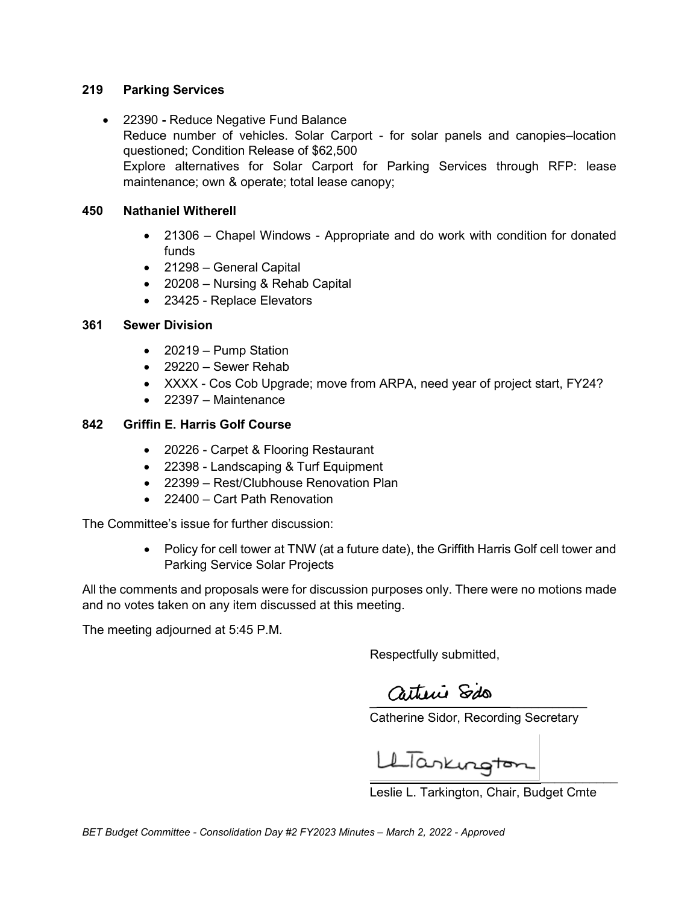**219 Parking Services**

- 22390 **-** Reduce Negative Fund Balance
  Reduce number of vehicles. Solar Carport - for solar panels and canopies–location questioned; Condition Release of $62,500
  Explore alternatives for Solar Carport for Parking Services through RFP: lease maintenance; own & operate; total lease canopy;

**450 Nathaniel Witherell**

- 21306 – Chapel Windows - Appropriate and do work with condition for donated funds
- 21298 – General Capital
- 20208 – Nursing & Rehab Capital
- 23425 - Replace Elevators

**361 Sewer Division**

- 20219 – Pump Station
- 29220 – Sewer Rehab
- XXXX - Cos Cob Upgrade; move from ARPA, need year of project start, FY24?
- 22397 – Maintenance

**842 Griffin E. Harris Golf Course**

- 20226 - Carpet & Flooring Restaurant
- 22398 - Landscaping & Turf Equipment
- 22399 – Rest/Clubhouse Renovation Plan
- 22400 – Cart Path Renovation

The Committee's issue for further discussion:

- Policy for cell tower at TNW (at a future date), the Griffith Harris Golf cell tower and Parking Service Solar Projects

All the comments and proposals were for discussion purposes only. There were no motions made and no votes taken on any item discussed at this meeting.

The meeting adjourned at 5:45 P.M.

Respectfully submitted,

Catherine Sidor, Recording Secretary

Leslie L. Tarkington, Chair, Budget Cmte

*BET Budget Committee - Consolidation Day #2 FY2023 Minutes – March 2, 2022 - Approved*